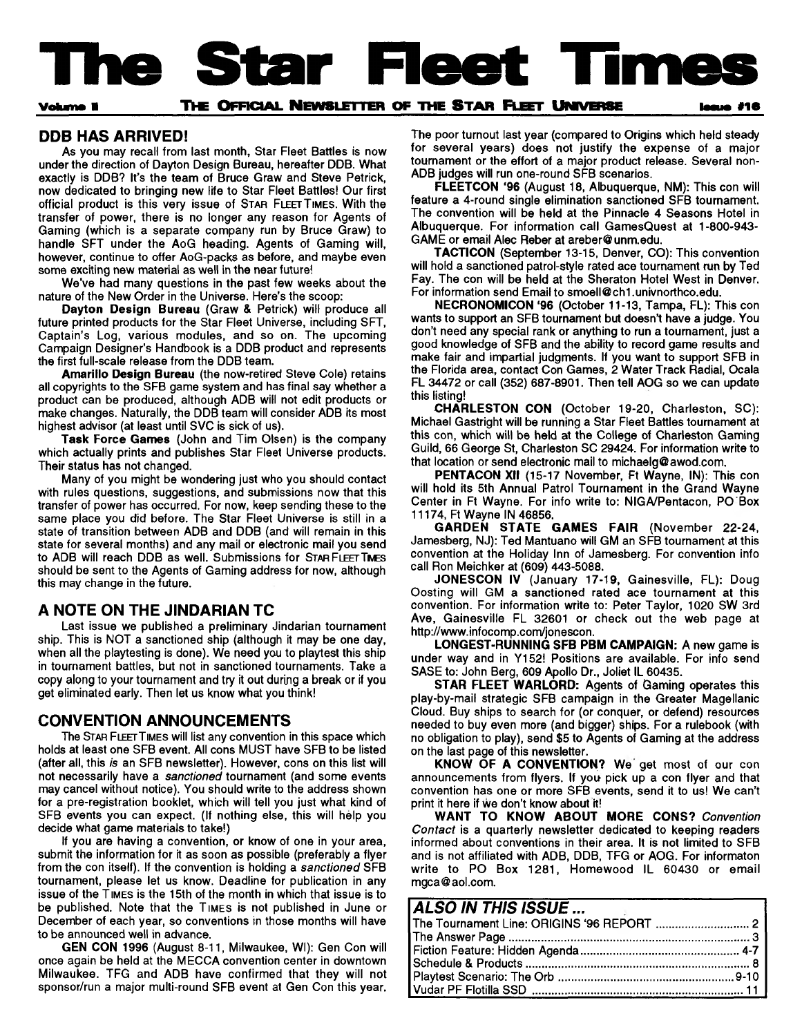# The Star Fleet Times

**Volume II** — **THE OFFICIAL NEWSLETTER OF THE STAR FLEET UNIVERSE** — **Issue #16**

## DDB HAS ARRIVED!

As you may recall from last month, Star Fleet Battles is now under the direction of Dayton Design Bureau, hereafter DDB. What exactly is DDB? It's the team of Bruce Graw and Steve Petrick, now dedicated to bringing new life to Star Fleet Battles! Our first official product is this very issue of STAR FLEET TIMES. With the transfer of power, there is no longer any reason for Agents of Gaming (which is a separate company run by Bruce Graw) to handle SFT under the AoG heading. Agents of Gaming will, however, continue to offer AoG-packs as before, and maybe even some exciting new material as well in the near future!

We've had many questions in the past few weeks about the nature of the New Order in the Universe. Here's the scoop:

**Dayton Design Bureau** (Graw & Petrick) will produce all future printed products for the Star Fleet Universe, including SFT, Captain's Log, various modules, and so on. The upcoming Campaign Designer's Handbook is a DDB product and represents the first full-scale release from the DDB team.

**Amarillo Design Bureau** (the now-retired Steve Cole) retains all copyrights to the SFB game system and has final say whether a product can be produced, although ADB will not edit products or make changes. Naturally, the DDB team will consider ADB its most highest advisor (at least until SVC is sick of us).

**Task Force Games** (John and Tim Olsen) is the company which actually prints and publishes Star Fleet Universe products. Their status has not changed.

Many of you might be wondering just who you should contact with rules questions, suggestions, and submissions now that this transfer of power has occurred. For now, keep sending these to the same place you did before. The Star Fleet Universe is still in a state of transition between ADB and DDB (and will remain in this state for several months) and any mail or electronic mail you send to ADB will reach DDB as well. Submissions for STAR FLEET TIMES should be sent to the Agents of Gaming address for now, although this may change in the future.

## A NOTE ON THE JINDARIAN TC

Last issue we published a preliminary Jindarian tournament ship. This is NOT a sanctioned ship (although it may be one day, when all the playtesting is done). We need you to playtest this ship in tournament battles, but not in sanctioned tournaments. Take a copy along to your tournament and try it out during a break or if you get eliminated early. Then let us know what you think!

## CONVENTION ANNOUNCEMENTS

The STAR FLEET TIMES will list any convention in this space which holds at least one SFB event. All cons MUST have SFB to be listed (after all, this *is* an SFB newsletter). However, cons on this list will not necessarily have a *sanctioned* tournament (and some events may cancel without notice). You should write to the address shown for a pre-registration booklet, which will tell you just what kind of SFB events you can expect. (If nothing else, this will help you decide what game materials to take!)

If you are having a convention, or know of one in your area, submit the information for it as soon as possible (preferably a flyer from the con itself). If the convention is holding a *sanctioned* SFB tournament, please let us know. Deadline for publication in any issue of the TIMES is the 15th of the month in which that issue is to be published. Note that the TIMES is not published in June or December of each year, so conventions in those months will have to be announced well in advance.

**GEN CON 1996** (August 8-11, Milwaukee, WI): Gen Con will once again be held at the MECCA convention center in downtown Milwaukee. TFG and ADB have confirmed that they will not sponsor/run a major multi-round SFB event at Gen Con this year. The poor turnout last year (compared to Origins which held steady for several years) does not justify the expense of a major tournament or the effort of a major product release. Several non-ADB judges will run one-round SFB scenarios.

**FLEETCON '96** (August 18, Albuquerque, NM): This con will feature a 4-round single elimination sanctioned SFB tournament. The convention will be held at the Pinnacle 4 Seasons Hotel in Albuquerque. For information call GamesQuest at 1-800-943-GAME or email Alec Reber at areber@unm.edu.

**TACTICON** (September 13-15, Denver, CO): This convention will hold a sanctioned patrol-style rated ace tournament run by Ted Fay. The con will be held at the Sheraton Hotel West in Denver. For information send Email to smoell@ch1.univnorthco.edu.

**NECRONOMICON '96** (October 11-13, Tampa, FL): This con wants to support an SFB tournament but doesn't have a judge. You don't need any special rank or anything to run a tournament, just a good knowledge of SFB and the ability to record game results and make fair and impartial judgments. If you want to support SFB in the Florida area, contact Con Games, 2 Water Track Radial, Ocala FL 34472 or call (352) 687-8901. Then tell AOG so we can update this listing!

**CHARLESTON CON** (October 19-20, Charleston, SC): Michael Gastright will be running a Star Fleet Battles tournament at this con, which will be held at the College of Charleston Gaming Guild, 66 George St, Charleston SC 29424. For information write to that location or send electronic mail to michaelg@awod.com.

**PENTACON XII** (15-17 November, Ft Wayne, IN): This con will hold its 5th Annual Patrol Tournament in the Grand Wayne Center in Ft Wayne. For info write to: NIGA/Pentacon, PO Box 11174, Ft Wayne IN 46856.

**GARDEN STATE GAMES FAIR** (November 22-24, Jamesberg, NJ): Ted Mantuano will GM an SFB tournament at this convention at the Holiday Inn of Jamesberg. For convention info call Ron Meichker at (609) 443-5088.

**JONESCON IV** (January 17-19, Gainesville, FL): Doug Oosting will GM a sanctioned rated ace tournament at this convention. For information write to: Peter Taylor, 1020 SW 3rd Ave, Gainesville FL 32601 or check out the web page at http://www.infocomp.com/jonescon.

**LONGEST-RUNNING SFB PBM CAMPAIGN:** A new game is under way and in Y152! Positions are available. For info send SASE to: John Berg, 609 Apollo Dr., Joliet IL 60435.

**STAR FLEET WARLORD:** Agents of Gaming operates this play-by-mail strategic SFB campaign in the Greater Magellanic Cloud. Buy ships to search for (or conquer, or defend) resources needed to buy even more (and bigger) ships. For a rulebook (with no obligation to play), send $5 to Agents of Gaming at the address on the last page of this newsletter.

**KNOW OF A CONVENTION?** We get most of our con announcements from flyers. If you pick up a con flyer and that convention has one or more SFB events, send it to us! We can't print it here if we don't know about it!

**WANT TO KNOW ABOUT MORE CONS?** *Convention Contact* is a quarterly newsletter dedicated to keeping readers informed about conventions in their area. It is not limited to SFB and is not affiliated with ADB, DDB, TFG or AOG. For informaton write to PO Box 1281, Homewood IL 60430 or email mgca@aol.com.

### *ALSO IN THIS ISSUE ...*

| | |
|---|---|
| The Tournament Line: ORIGINS '96 REPORT | 2 |
| The Answer Page | 3 |
| Fiction Feature: Hidden Agenda | 4-7 |
| Schedule & Products | 8 |
| Playtest Scenario: The Orb | 9-10 |
| Vudar PF Flotilla SSD | 11 |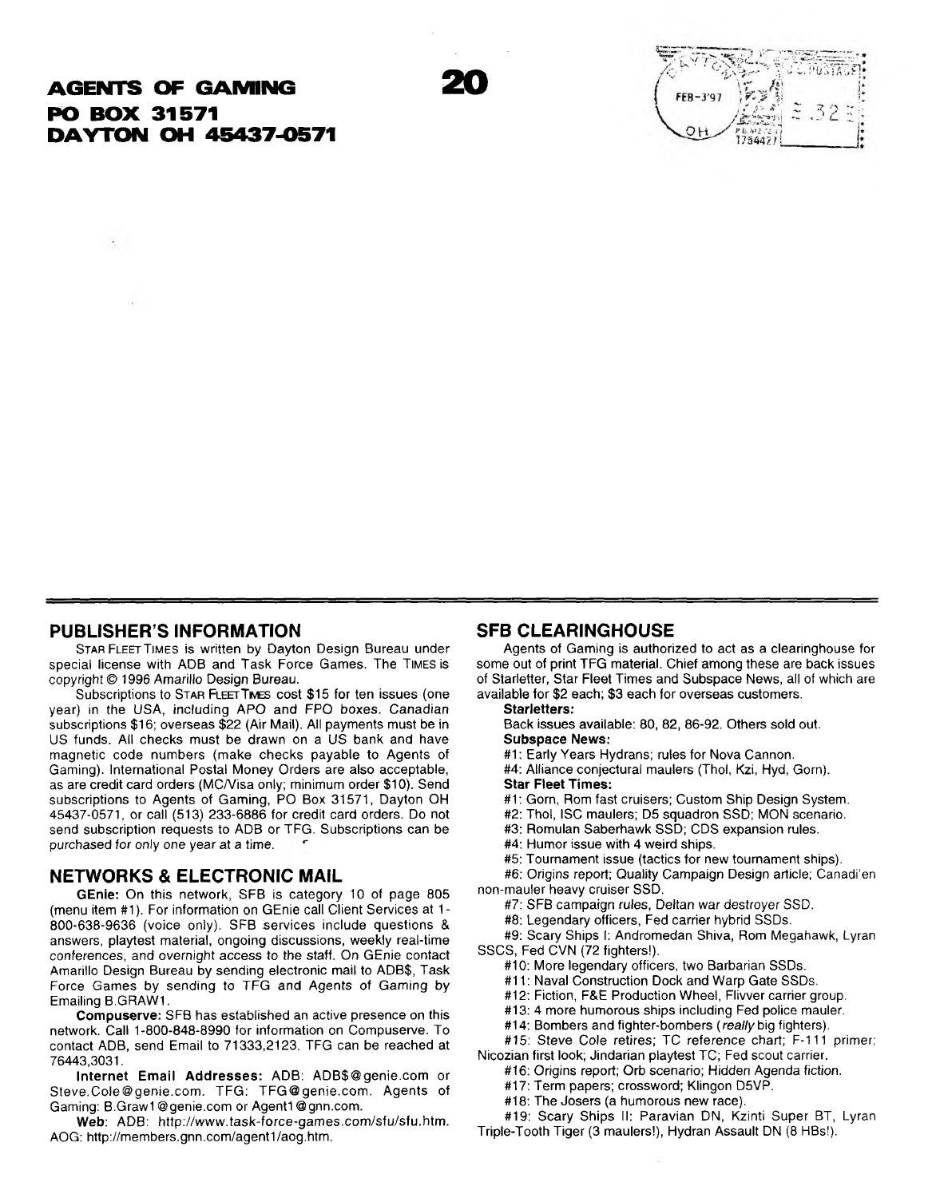**AGENTS OF GAMING**
**PO BOX 31571**
**DAYTON OH 45437-0571**

## PUBLISHER'S INFORMATION

STAR FLEET TIMES is written by Dayton Design Bureau under special license with ADB and Task Force Games. The TIMES is copyright © 1996 Amarillo Design Bureau.

Subscriptions to STAR FLEET TIMES cost $15 for ten issues (one year) in the USA, including APO and FPO boxes. Canadian subscriptions $16; overseas $22 (Air Mail). All payments must be in US funds. All checks must be drawn on a US bank and have magnetic code numbers (make checks payable to Agents of Gaming). International Postal Money Orders are also acceptable, as are credit card orders (MC/Visa only; minimum order $10). Send subscriptions to Agents of Gaming, PO Box 31571, Dayton OH 45437-0571, or call (513) 233-6886 for credit card orders. Do not send subscription requests to ADB or TFG. Subscriptions can be purchased for only one year at a time.

## NETWORKS & ELECTRONIC MAIL

**GEnie:** On this network, SFB is category 10 of page 805 (menu item #1). For information on GEnie call Client Services at 1-800-638-9636 (voice only). SFB services include questions & answers, playtest material, ongoing discussions, weekly real-time conferences, and overnight access to the staff. On GEnie contact Amarillo Design Bureau by sending electronic mail to ADB$, Task Force Games by sending to TFG and Agents of Gaming by Emailing B.GRAW1.

**Compuserve:** SFB has established an active presence on this network. Call 1-800-848-8990 for information on Compuserve. To contact ADB, send Email to 71333,2123. TFG can be reached at 76443,3031.

**Internet Email Addresses:** ADB: ADB$@genie.com or Steve.Cole@genie.com. TFG: TFG@genie.com. Agents of Gaming: B.Graw1@genie.com or Agent1@gnn.com.

**Web:** ADB: http://www.task-force-games.com/sfu/sfu.htm. AOG: http://members.gnn.com/agent1/aog.htm.

## SFB CLEARINGHOUSE

Agents of Gaming is authorized to act as a clearinghouse for some out of print TFG material. Chief among these are back issues of Starletter, Star Fleet Times and Subspace News, all of which are available for $2 each; $3 each for overseas customers.

**Starletters:**

Back issues available: 80, 82, 86-92. Others sold out.

**Subspace News:**

#1: Early Years Hydrans; rules for Nova Cannon.
#4: Alliance conjectural maulers (Thol, Kzi, Hyd, Gorn).

**Star Fleet Times:**

#1: Gorn, Rom fast cruisers; Custom Ship Design System.
#2: Thol, ISC maulers; D5 squadron SSD; MON scenario.
#3: Romulan Saberhawk SSD; CDS expansion rules.
#4: Humor issue with 4 weird ships.
#5: Tournament issue (tactics for new tournament ships).
#6: Origins report; Quality Campaign Design article; Canadi'en non-mauler heavy cruiser SSD.
#7: SFB campaign rules, Deltan war destroyer SSD.
#8: Legendary officers, Fed carrier hybrid SSDs.
#9: Scary Ships I: Andromedan Shiva, Rom Megahawk, Lyran SSCS, Fed CVN (72 fighters!).
#10: More legendary officers, two Barbarian SSDs.
#11: Naval Construction Dock and Warp Gate SSDs.
#12: Fiction, F&E Production Wheel, Flivver carrier group.
#13: 4 more humorous ships including Fed police mauler.
#14: Bombers and fighter-bombers (*really* big fighters).
#15: Steve Cole retires; TC reference chart; F-111 primer; Nicozian first look; Jindarian playtest TC; Fed scout carrier.
#16: Origins report; Orb scenario; Hidden Agenda fiction.
#17: Term papers; crossword; Klingon D5VP.
#18: The Josers (a humorous new race).
#19: Scary Ships II: Paravian DN, Kzinti Super BT, Lyran Triple-Tooth Tiger (3 maulers!), Hydran Assault DN (8 HBs!).